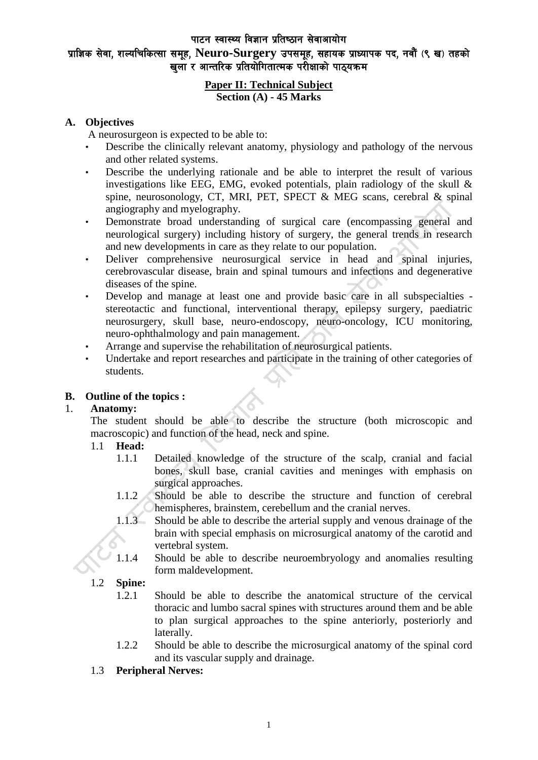# पाटन स्वास्थ्य विज्ञान प्रतिष्ठान सेवाआयोग

## प्राज्ञिक सेवा, शल्यचिकित्सा समूह, Neuro-Surgery उपसमूह, सहायक प्राध्यापक पद, नवौं (९ ख) तहको खुला र आन्तरिक प्रतियोगितात्मक परीक्षाको पाठ्यक्रम

**Paper II: Technical Subject**
**Section (A) - 45 Marks**

**A. Objectives**

A neurosurgeon is expected to be able to:

- Describe the clinically relevant anatomy, physiology and pathology of the nervous and other related systems.
- Describe the underlying rationale and be able to interpret the result of various investigations like EEG, EMG, evoked potentials, plain radiology of the skull & spine, neurosonology, CT, MRI, PET, SPECT & MEG scans, cerebral & spinal angiography and myelography.
- Demonstrate broad understanding of surgical care (encompassing general and neurological surgery) including history of surgery, the general trends in research and new developments in care as they relate to our population.
- Deliver comprehensive neurosurgical service in head and spinal injuries, cerebrovascular disease, brain and spinal tumours and infections and degenerative diseases of the spine.
- Develop and manage at least one and provide basic care in all subspecialties - stereotactic and functional, interventional therapy, epilepsy surgery, paediatric neurosurgery, skull base, neuro-endoscopy, neuro-oncology, ICU monitoring, neuro-ophthalmology and pain management.
- Arrange and supervise the rehabilitation of neurosurgical patients.
- Undertake and report researches and participate in the training of other categories of students.

**B. Outline of the topics :**

1. **Anatomy:**

   The student should be able to describe the structure (both microscopic and macroscopic) and function of the head, neck and spine.

   1.1 **Head:**

   - 1.1.1 Detailed knowledge of the structure of the scalp, cranial and facial bones, skull base, cranial cavities and meninges with emphasis on surgical approaches.
   - 1.1.2 Should be able to describe the structure and function of cerebral hemispheres, brainstem, cerebellum and the cranial nerves.
   - 1.1.3 Should be able to describe the arterial supply and venous drainage of the brain with special emphasis on microsurgical anatomy of the carotid and vertebral system.
   - 1.1.4 Should be able to describe neuroembryology and anomalies resulting form maldevelopment.

   1.2 **Spine:**

   - 1.2.1 Should be able to describe the anatomical structure of the cervical thoracic and lumbo sacral spines with structures around them and be able to plan surgical approaches to the spine anteriorly, posteriorly and laterally.
   - 1.2.2 Should be able to describe the microsurgical anatomy of the spinal cord and its vascular supply and drainage.

   1.3 **Peripheral Nerves:**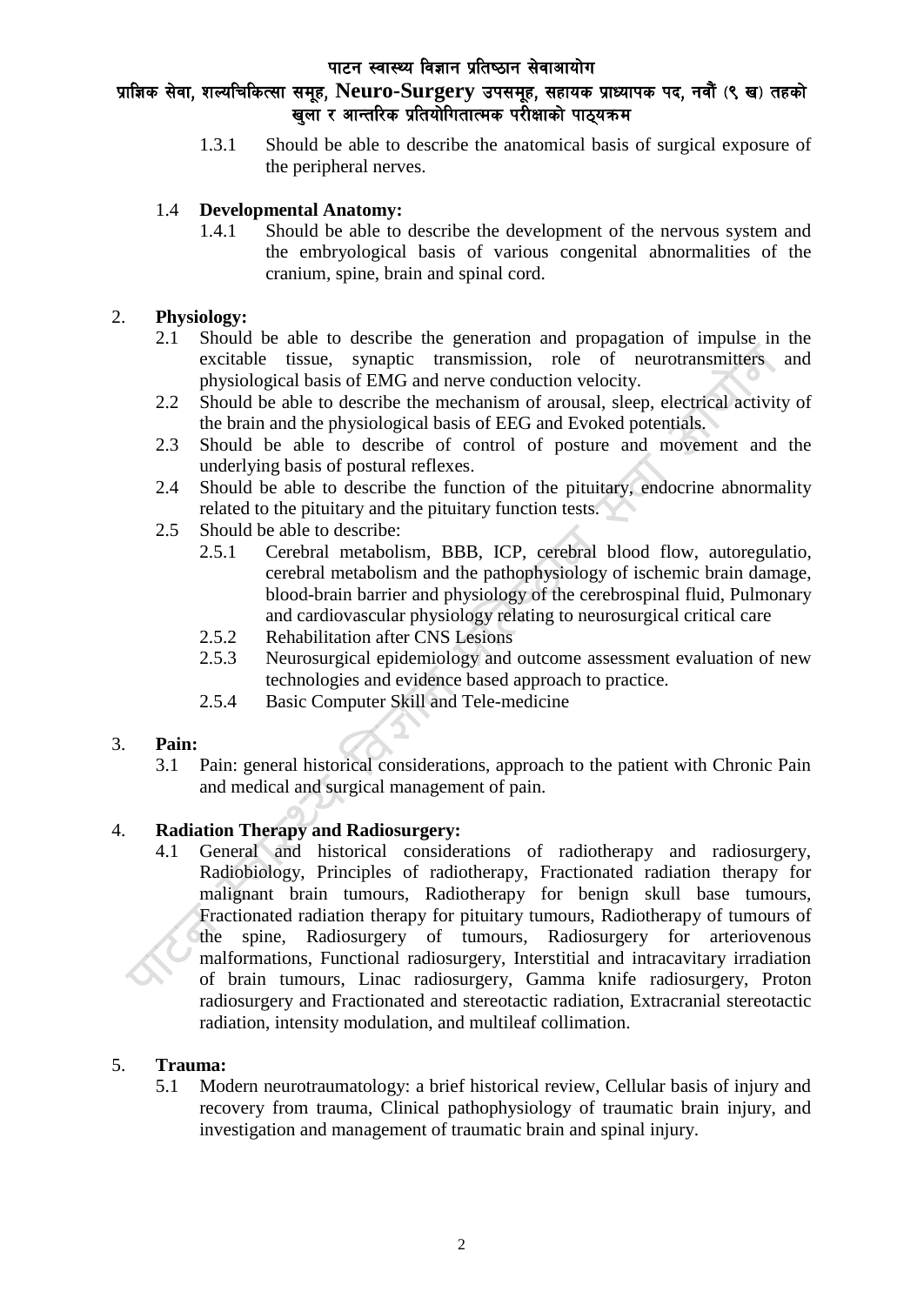1.3.1 Should be able to describe the anatomical basis of surgical exposure of the peripheral nerves.

1.4 **Developmental Anatomy:**

1.4.1 Should be able to describe the development of the nervous system and the embryological basis of various congenital abnormalities of the cranium, spine, brain and spinal cord.

2. **Physiology:**

2.1 Should be able to describe the generation and propagation of impulse in the excitable tissue, synaptic transmission, role of neurotransmitters and physiological basis of EMG and nerve conduction velocity.

2.2 Should be able to describe the mechanism of arousal, sleep, electrical activity of the brain and the physiological basis of EEG and Evoked potentials.

2.3 Should be able to describe of control of posture and movement and the underlying basis of postural reflexes.

2.4 Should be able to describe the function of the pituitary, endocrine abnormality related to the pituitary and the pituitary function tests.

2.5 Should be able to describe:

2.5.1 Cerebral metabolism, BBB, ICP, cerebral blood flow, autoregulatio, cerebral metabolism and the pathophysiology of ischemic brain damage, blood-brain barrier and physiology of the cerebrospinal fluid, Pulmonary and cardiovascular physiology relating to neurosurgical critical care

2.5.2 Rehabilitation after CNS Lesions

2.5.3 Neurosurgical epidemiology and outcome assessment evaluation of new technologies and evidence based approach to practice.

2.5.4 Basic Computer Skill and Tele-medicine

3. **Pain:**

3.1 Pain: general historical considerations, approach to the patient with Chronic Pain and medical and surgical management of pain.

4. **Radiation Therapy and Radiosurgery:**

4.1 General and historical considerations of radiotherapy and radiosurgery, Radiobiology, Principles of radiotherapy, Fractionated radiation therapy for malignant brain tumours, Radiotherapy for benign skull base tumours, Fractionated radiation therapy for pituitary tumours, Radiotherapy of tumours of the spine, Radiosurgery of tumours, Radiosurgery for arteriovenous malformations, Functional radiosurgery, Interstitial and intracavitary irradiation of brain tumours, Linac radiosurgery, Gamma knife radiosurgery, Proton radiosurgery and Fractionated and stereotactic radiation, Extracranial stereotactic radiation, intensity modulation, and multileaf collimation.

5. **Trauma:**

5.1 Modern neurotraumatology: a brief historical review, Cellular basis of injury and recovery from trauma, Clinical pathophysiology of traumatic brain injury, and investigation and management of traumatic brain and spinal injury.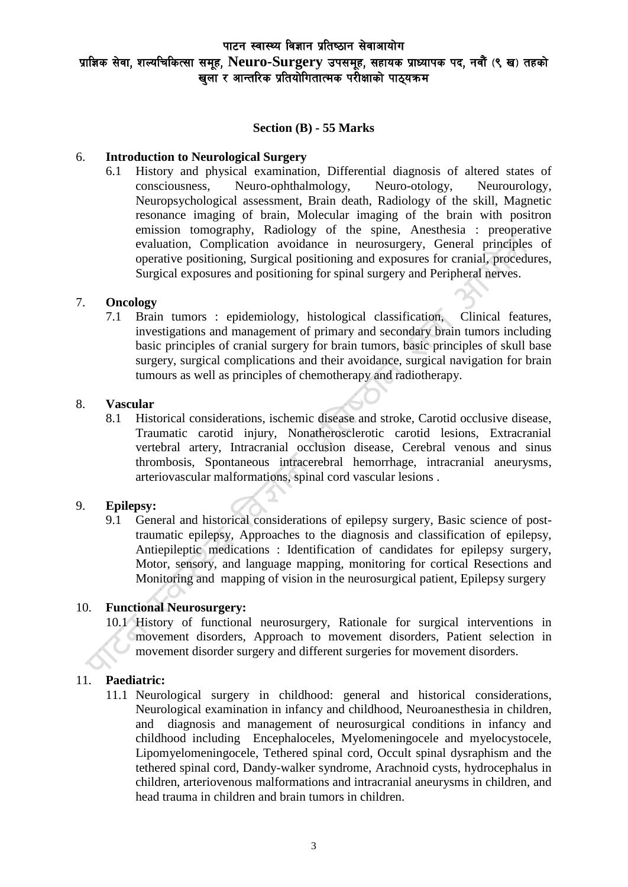## Section (B) - 55 Marks

6. **Introduction to Neurological Surgery**
   6.1 History and physical examination, Differential diagnosis of altered states of consciousness, Neuro-ophthalmology, Neuro-otology, Neurourology, Neuropsychological assessment, Brain death, Radiology of the skill, Magnetic resonance imaging of brain, Molecular imaging of the brain with positron emission tomography, Radiology of the spine, Anesthesia : preoperative evaluation, Complication avoidance in neurosurgery, General principles of operative positioning, Surgical positioning and exposures for cranial, procedures, Surgical exposures and positioning for spinal surgery and Peripheral nerves.

7. **Oncology**
   7.1 Brain tumors : epidemiology, histological classification, Clinical features, investigations and management of primary and secondary brain tumors including basic principles of cranial surgery for brain tumors, basic principles of skull base surgery, surgical complications and their avoidance, surgical navigation for brain tumours as well as principles of chemotherapy and radiotherapy.

8. **Vascular**
   8.1 Historical considerations, ischemic disease and stroke, Carotid occlusive disease, Traumatic carotid injury, Nonatherosclerotic carotid lesions, Extracranial vertebral artery, Intracranial occlusion disease, Cerebral venous and sinus thrombosis, Spontaneous intracerebral hemorrhage, intracranial aneurysms, arteriovascular malformations, spinal cord vascular lesions .

9. **Epilepsy:**
   9.1 General and historical considerations of epilepsy surgery, Basic science of post-traumatic epilepsy, Approaches to the diagnosis and classification of epilepsy, Antiepileptic medications : Identification of candidates for epilepsy surgery, Motor, sensory, and language mapping, monitoring for cortical Resections and Monitoring and mapping of vision in the neurosurgical patient, Epilepsy surgery

10. **Functional Neurosurgery:**
    10.1 History of functional neurosurgery, Rationale for surgical interventions in movement disorders, Approach to movement disorders, Patient selection in movement disorder surgery and different surgeries for movement disorders.

11. **Paediatric:**
    11.1 Neurological surgery in childhood: general and historical considerations, Neurological examination in infancy and childhood, Neuroanesthesia in children, and diagnosis and management of neurosurgical conditions in infancy and childhood including Encephaloceles, Myelomeningocele and myelocystocele, Lipomyelomeningocele, Tethered spinal cord, Occult spinal dysraphism and the tethered spinal cord, Dandy-walker syndrome, Arachnoid cysts, hydrocephalus in children, arteriovenous malformations and intracranial aneurysms in children, and head trauma in children and brain tumors in children.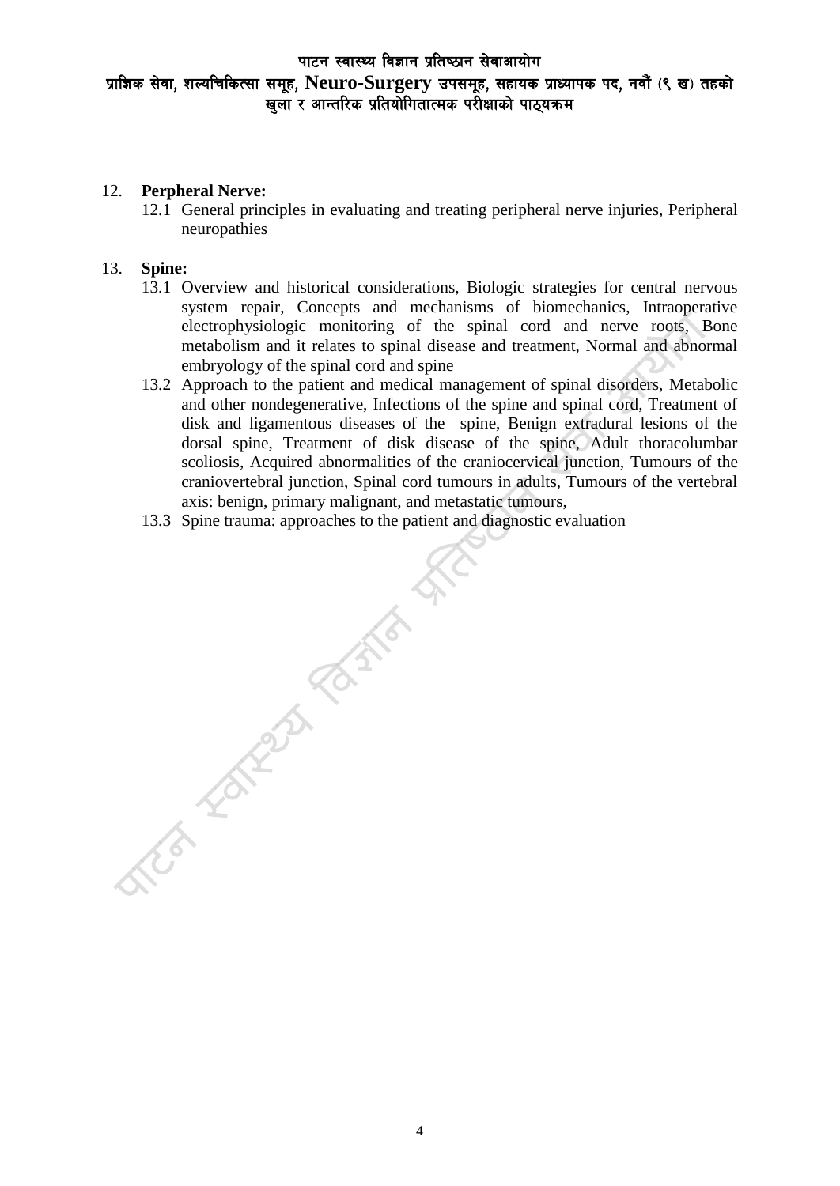12. **Perpheral Nerve:**
    12.1 General principles in evaluating and treating peripheral nerve injuries, Peripheral neuropathies

13. **Spine:**
    13.1 Overview and historical considerations, Biologic strategies for central nervous system repair, Concepts and mechanisms of biomechanics, Intraoperative electrophysiologic monitoring of the spinal cord and nerve roots, Bone metabolism and it relates to spinal disease and treatment, Normal and abnormal embryology of the spinal cord and spine
    13.2 Approach to the patient and medical management of spinal disorders, Metabolic and other nondegenerative, Infections of the spine and spinal cord, Treatment of disk and ligamentous diseases of the spine, Benign extradural lesions of the dorsal spine, Treatment of disk disease of the spine, Adult thoracolumbar scoliosis, Acquired abnormalities of the craniocervical junction, Tumours of the craniovertebral junction, Spinal cord tumours in adults, Tumours of the vertebral axis: benign, primary malignant, and metastatic tumours,
    13.3 Spine trauma: approaches to the patient and diagnostic evaluation